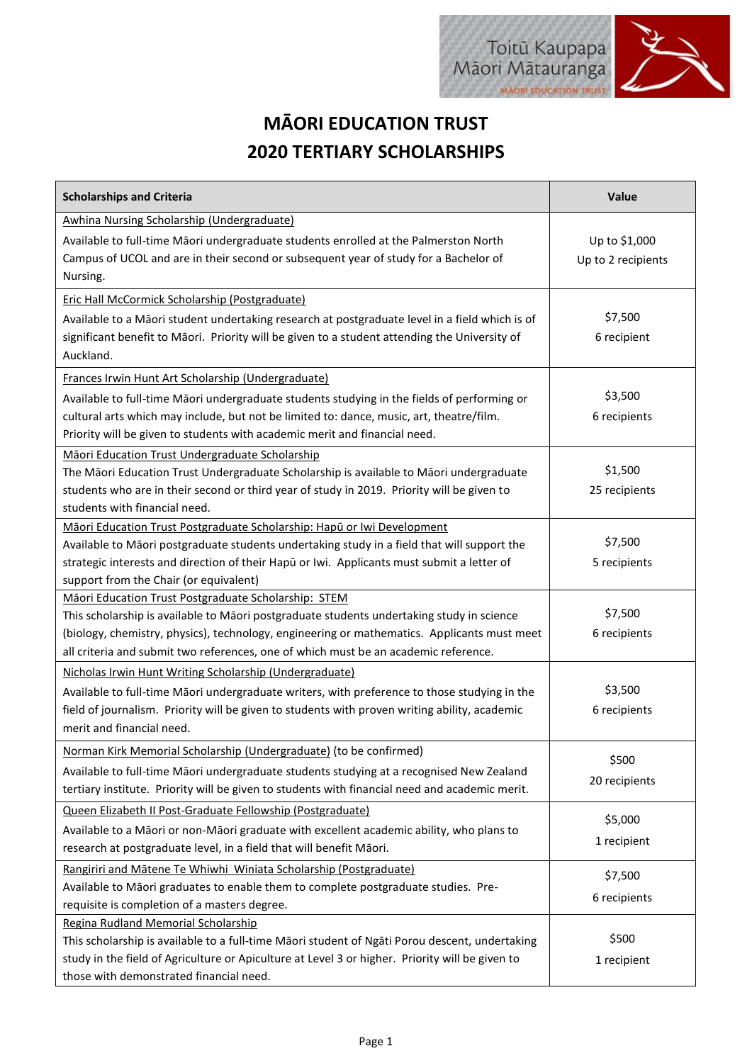# MĀORI EDUCATION TRUST
# 2020 TERTIARY SCHOLARSHIPS

| Scholarships and Criteria | Value |
|---|---|
| Awhina Nursing Scholarship (Undergraduate)<br>Available to full-time Māori undergraduate students enrolled at the Palmerston North Campus of UCOL and are in their second or subsequent year of study for a Bachelor of Nursing. | Up to $1,000<br>Up to 2 recipients |
| Eric Hall McCormick Scholarship (Postgraduate)<br>Available to a Māori student undertaking research at postgraduate level in a field which is of significant benefit to Māori. Priority will be given to a student attending the University of Auckland. | $7,500<br>6 recipient |
| Frances Irwin Hunt Art Scholarship (Undergraduate)<br>Available to full-time Māori undergraduate students studying in the fields of performing or cultural arts which may include, but not be limited to: dance, music, art, theatre/film. Priority will be given to students with academic merit and financial need. | $3,500<br>6 recipients |
| Māori Education Trust Undergraduate Scholarship<br>The Māori Education Trust Undergraduate Scholarship is available to Māori undergraduate students who are in their second or third year of study in 2019. Priority will be given to students with financial need. | $1,500<br>25 recipients |
| Māori Education Trust Postgraduate Scholarship: Hapū or Iwi Development<br>Available to Māori postgraduate students undertaking study in a field that will support the strategic interests and direction of their Hapū or Iwi. Applicants must submit a letter of support from the Chair (or equivalent) | $7,500<br>5 recipients |
| Māori Education Trust Postgraduate Scholarship: STEM<br>This scholarship is available to Māori postgraduate students undertaking study in science (biology, chemistry, physics), technology, engineering or mathematics. Applicants must meet all criteria and submit two references, one of which must be an academic reference. | $7,500<br>6 recipients |
| Nicholas Irwin Hunt Writing Scholarship (Undergraduate)<br>Available to full-time Māori undergraduate writers, with preference to those studying in the field of journalism. Priority will be given to students with proven writing ability, academic merit and financial need. | $3,500<br>6 recipients |
| Norman Kirk Memorial Scholarship (Undergraduate) (to be confirmed)<br>Available to full-time Māori undergraduate students studying at a recognised New Zealand tertiary institute. Priority will be given to students with financial need and academic merit. | $500<br>20 recipients |
| Queen Elizabeth II Post-Graduate Fellowship (Postgraduate)<br>Available to a Māori or non-Māori graduate with excellent academic ability, who plans to research at postgraduate level, in a field that will benefit Māori. | $5,000<br>1 recipient |
| Rangiriri and Mātene Te Whiwhi Winiata Scholarship (Postgraduate)<br>Available to Māori graduates to enable them to complete postgraduate studies. Pre-requisite is completion of a masters degree. | $7,500<br>6 recipients |
| Regina Rudland Memorial Scholarship<br>This scholarship is available to a full-time Māori student of Ngāti Porou descent, undertaking study in the field of Agriculture or Apiculture at Level 3 or higher. Priority will be given to those with demonstrated financial need. | $500<br>1 recipient |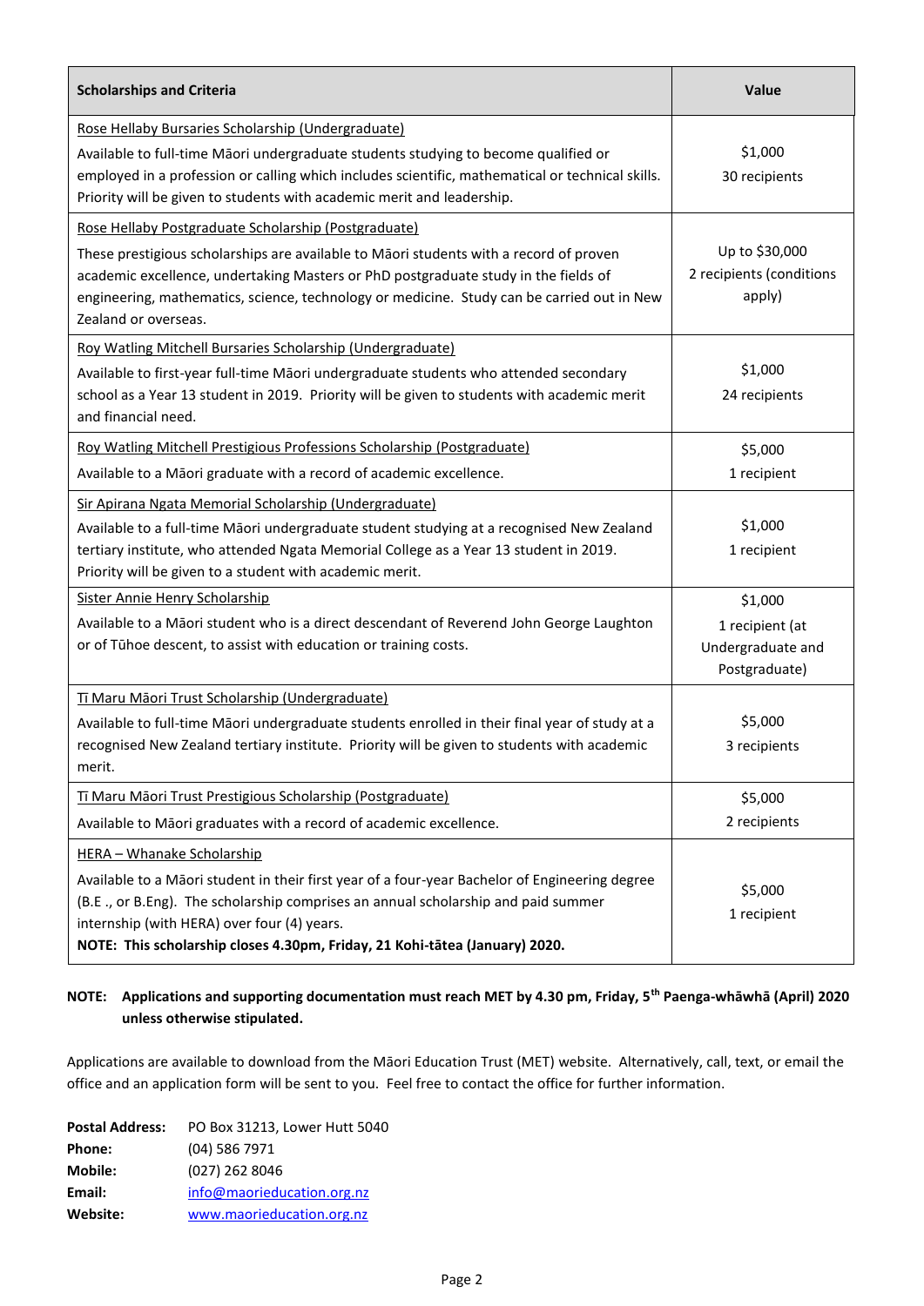| Scholarships and Criteria | Value |
|---|---|
| Rose Hellaby Bursaries Scholarship (Undergraduate)<br>Available to full-time Māori undergraduate students studying to become qualified or employed in a profession or calling which includes scientific, mathematical or technical skills. Priority will be given to students with academic merit and leadership. | $1,000<br>30 recipients |
| Rose Hellaby Postgraduate Scholarship (Postgraduate)<br>These prestigious scholarships are available to Māori students with a record of proven academic excellence, undertaking Masters or PhD postgraduate study in the fields of engineering, mathematics, science, technology or medicine. Study can be carried out in New Zealand or overseas. | Up to $30,000<br>2 recipients (conditions apply) |
| Roy Watling Mitchell Bursaries Scholarship (Undergraduate)<br>Available to first-year full-time Māori undergraduate students who attended secondary school as a Year 13 student in 2019. Priority will be given to students with academic merit and financial need. | $1,000<br>24 recipients |
| Roy Watling Mitchell Prestigious Professions Scholarship (Postgraduate)<br>Available to a Māori graduate with a record of academic excellence. | $5,000<br>1 recipient |
| Sir Apirana Ngata Memorial Scholarship (Undergraduate)<br>Available to a full-time Māori undergraduate student studying at a recognised New Zealand tertiary institute, who attended Ngata Memorial College as a Year 13 student in 2019. Priority will be given to a student with academic merit. | $1,000<br>1 recipient |
| Sister Annie Henry Scholarship<br>Available to a Māori student who is a direct descendant of Reverend John George Laughton or of Tūhoe descent, to assist with education or training costs. | $1,000<br>1 recipient (at Undergraduate and Postgraduate) |
| Tī Maru Māori Trust Scholarship (Undergraduate)<br>Available to full-time Māori undergraduate students enrolled in their final year of study at a recognised New Zealand tertiary institute. Priority will be given to students with academic merit. | $5,000<br>3 recipients |
| Tī Maru Māori Trust Prestigious Scholarship (Postgraduate)<br>Available to Māori graduates with a record of academic excellence. | $5,000<br>2 recipients |
| HERA – Whanake Scholarship<br>Available to a Māori student in their first year of a four-year Bachelor of Engineering degree (B.E ., or B.Eng). The scholarship comprises an annual scholarship and paid summer internship (with HERA) over four (4) years.<br>**NOTE: This scholarship closes 4.30pm, Friday, 21 Kohi-tātea (January) 2020.** | $5,000<br>1 recipient |

**NOTE: Applications and supporting documentation must reach MET by 4.30 pm, Friday, 5th Paenga-whāwhā (April) 2020 unless otherwise stipulated.**

Applications are available to download from the Māori Education Trust (MET) website. Alternatively, call, text, or email the office and an application form will be sent to you. Feel free to contact the office for further information.

**Postal Address:** PO Box 31213, Lower Hutt 5040
**Phone:** (04) 586 7971
**Mobile:** (027) 262 8046
**Email:** info@maorieducation.org.nz
**Website:** www.maorieducation.org.nz